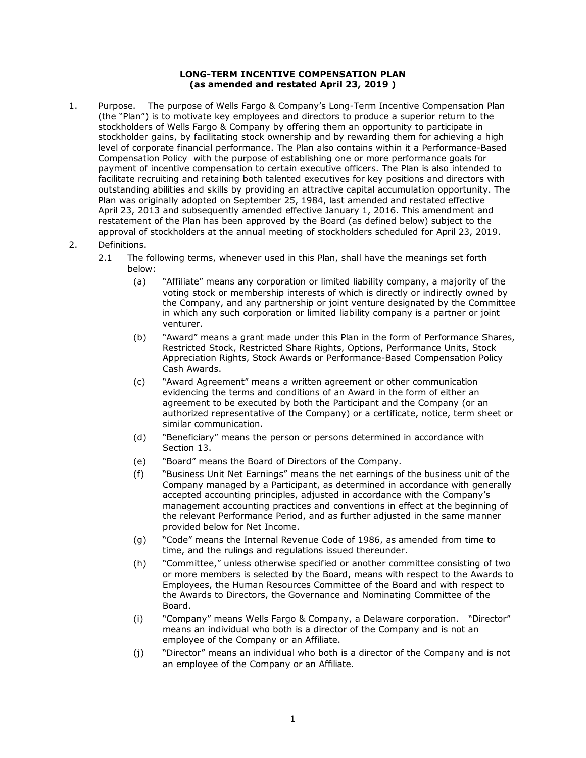**LONG-TERM INCENTIVE COMPENSATION PLAN**
**(as amended and restated April 23, 2019 )**

1. Purpose. The purpose of Wells Fargo & Company's Long-Term Incentive Compensation Plan (the "Plan") is to motivate key employees and directors to produce a superior return to the stockholders of Wells Fargo & Company by offering them an opportunity to participate in stockholder gains, by facilitating stock ownership and by rewarding them for achieving a high level of corporate financial performance. The Plan also contains within it a Performance-Based Compensation Policy with the purpose of establishing one or more performance goals for payment of incentive compensation to certain executive officers. The Plan is also intended to facilitate recruiting and retaining both talented executives for key positions and directors with outstanding abilities and skills by providing an attractive capital accumulation opportunity. The Plan was originally adopted on September 25, 1984, last amended and restated effective April 23, 2013 and subsequently amended effective January 1, 2016. This amendment and restatement of the Plan has been approved by the Board (as defined below) subject to the approval of stockholders at the annual meeting of stockholders scheduled for April 23, 2019.

2. Definitions.
   - 2.1 The following terms, whenever used in this Plan, shall have the meanings set forth below:
     - (a) "Affiliate" means any corporation or limited liability company, a majority of the voting stock or membership interests of which is directly or indirectly owned by the Company, and any partnership or joint venture designated by the Committee in which any such corporation or limited liability company is a partner or joint venturer.
     - (b) "Award" means a grant made under this Plan in the form of Performance Shares, Restricted Stock, Restricted Share Rights, Options, Performance Units, Stock Appreciation Rights, Stock Awards or Performance-Based Compensation Policy Cash Awards.
     - (c) "Award Agreement" means a written agreement or other communication evidencing the terms and conditions of an Award in the form of either an agreement to be executed by both the Participant and the Company (or an authorized representative of the Company) or a certificate, notice, term sheet or similar communication.
     - (d) "Beneficiary" means the person or persons determined in accordance with Section 13.
     - (e) "Board" means the Board of Directors of the Company.
     - (f) "Business Unit Net Earnings" means the net earnings of the business unit of the Company managed by a Participant, as determined in accordance with generally accepted accounting principles, adjusted in accordance with the Company's management accounting practices and conventions in effect at the beginning of the relevant Performance Period, and as further adjusted in the same manner provided below for Net Income.
     - (g) "Code" means the Internal Revenue Code of 1986, as amended from time to time, and the rulings and regulations issued thereunder.
     - (h) "Committee," unless otherwise specified or another committee consisting of two or more members is selected by the Board, means with respect to the Awards to Employees, the Human Resources Committee of the Board and with respect to the Awards to Directors, the Governance and Nominating Committee of the Board.
     - (i) "Company" means Wells Fargo & Company, a Delaware corporation. "Director" means an individual who both is a director of the Company and is not an employee of the Company or an Affiliate.
     - (j) "Director" means an individual who both is a director of the Company and is not an employee of the Company or an Affiliate.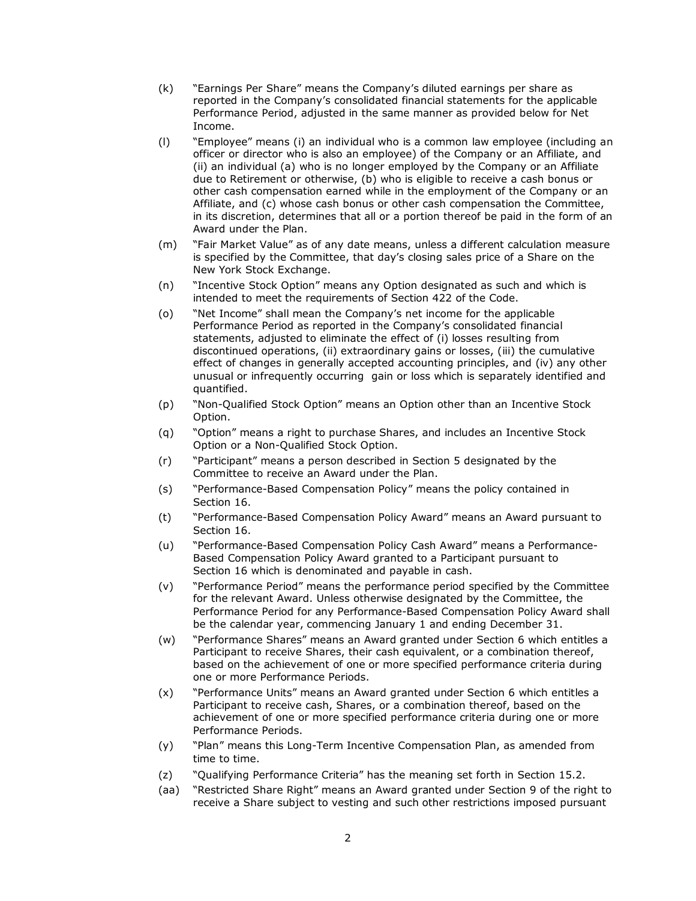(k) "Earnings Per Share" means the Company's diluted earnings per share as reported in the Company's consolidated financial statements for the applicable Performance Period, adjusted in the same manner as provided below for Net Income.

(l) "Employee" means (i) an individual who is a common law employee (including an officer or director who is also an employee) of the Company or an Affiliate, and (ii) an individual (a) who is no longer employed by the Company or an Affiliate due to Retirement or otherwise, (b) who is eligible to receive a cash bonus or other cash compensation earned while in the employment of the Company or an Affiliate, and (c) whose cash bonus or other cash compensation the Committee, in its discretion, determines that all or a portion thereof be paid in the form of an Award under the Plan.

(m) "Fair Market Value" as of any date means, unless a different calculation measure is specified by the Committee, that day's closing sales price of a Share on the New York Stock Exchange.

(n) "Incentive Stock Option" means any Option designated as such and which is intended to meet the requirements of Section 422 of the Code.

(o) "Net Income" shall mean the Company's net income for the applicable Performance Period as reported in the Company's consolidated financial statements, adjusted to eliminate the effect of (i) losses resulting from discontinued operations, (ii) extraordinary gains or losses, (iii) the cumulative effect of changes in generally accepted accounting principles, and (iv) any other unusual or infrequently occurring gain or loss which is separately identified and quantified.

(p) "Non-Qualified Stock Option" means an Option other than an Incentive Stock Option.

(q) "Option" means a right to purchase Shares, and includes an Incentive Stock Option or a Non-Qualified Stock Option.

(r) "Participant" means a person described in Section 5 designated by the Committee to receive an Award under the Plan.

(s) "Performance-Based Compensation Policy" means the policy contained in Section 16.

(t) "Performance-Based Compensation Policy Award" means an Award pursuant to Section 16.

(u) "Performance-Based Compensation Policy Cash Award" means a Performance-Based Compensation Policy Award granted to a Participant pursuant to Section 16 which is denominated and payable in cash.

(v) "Performance Period" means the performance period specified by the Committee for the relevant Award. Unless otherwise designated by the Committee, the Performance Period for any Performance-Based Compensation Policy Award shall be the calendar year, commencing January 1 and ending December 31.

(w) "Performance Shares" means an Award granted under Section 6 which entitles a Participant to receive Shares, their cash equivalent, or a combination thereof, based on the achievement of one or more specified performance criteria during one or more Performance Periods.

(x) "Performance Units" means an Award granted under Section 6 which entitles a Participant to receive cash, Shares, or a combination thereof, based on the achievement of one or more specified performance criteria during one or more Performance Periods.

(y) "Plan" means this Long-Term Incentive Compensation Plan, as amended from time to time.

(z) "Qualifying Performance Criteria" has the meaning set forth in Section 15.2.

(aa) "Restricted Share Right" means an Award granted under Section 9 of the right to receive a Share subject to vesting and such other restrictions imposed pursuant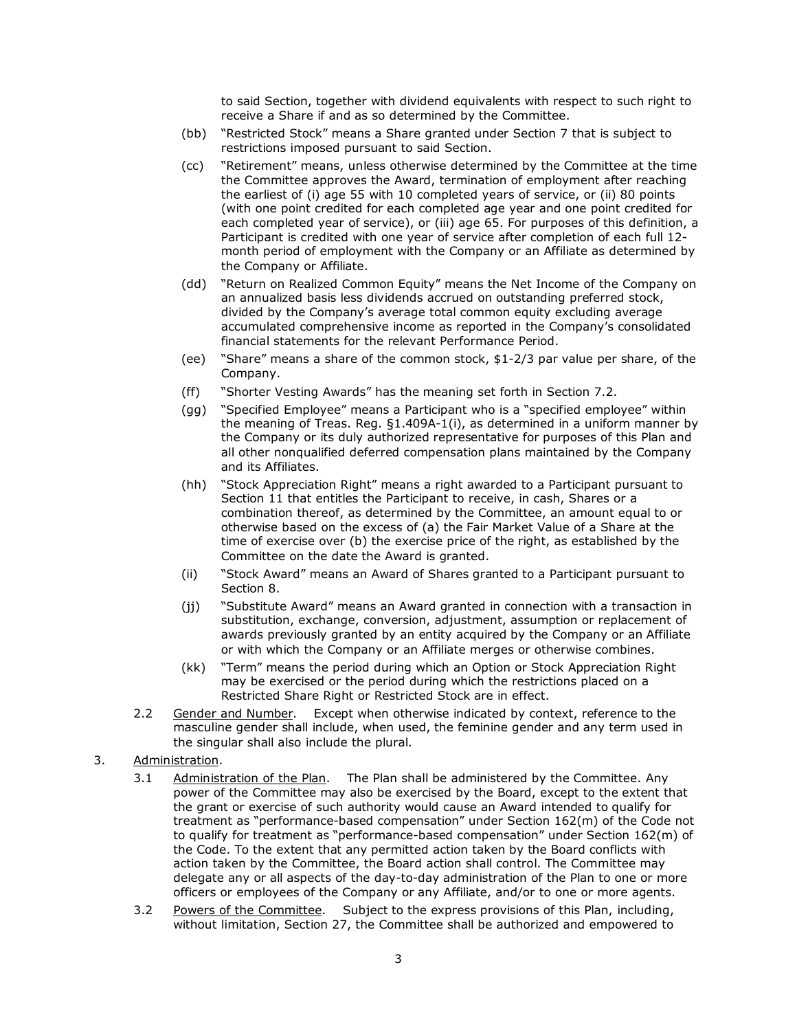to said Section, together with dividend equivalents with respect to such right to receive a Share if and as so determined by the Committee.

(bb) "Restricted Stock" means a Share granted under Section 7 that is subject to restrictions imposed pursuant to said Section.

(cc) "Retirement" means, unless otherwise determined by the Committee at the time the Committee approves the Award, termination of employment after reaching the earliest of (i) age 55 with 10 completed years of service, or (ii) 80 points (with one point credited for each completed age year and one point credited for each completed year of service), or (iii) age 65. For purposes of this definition, a Participant is credited with one year of service after completion of each full 12-month period of employment with the Company or an Affiliate as determined by the Company or Affiliate.

(dd) "Return on Realized Common Equity" means the Net Income of the Company on an annualized basis less dividends accrued on outstanding preferred stock, divided by the Company's average total common equity excluding average accumulated comprehensive income as reported in the Company's consolidated financial statements for the relevant Performance Period.

(ee) "Share" means a share of the common stock, $1-2/3 par value per share, of the Company.

(ff) "Shorter Vesting Awards" has the meaning set forth in Section 7.2.

(gg) "Specified Employee" means a Participant who is a "specified employee" within the meaning of Treas. Reg. §1.409A-1(i), as determined in a uniform manner by the Company or its duly authorized representative for purposes of this Plan and all other nonqualified deferred compensation plans maintained by the Company and its Affiliates.

(hh) "Stock Appreciation Right" means a right awarded to a Participant pursuant to Section 11 that entitles the Participant to receive, in cash, Shares or a combination thereof, as determined by the Committee, an amount equal to or otherwise based on the excess of (a) the Fair Market Value of a Share at the time of exercise over (b) the exercise price of the right, as established by the Committee on the date the Award is granted.

(ii) "Stock Award" means an Award of Shares granted to a Participant pursuant to Section 8.

(jj) "Substitute Award" means an Award granted in connection with a transaction in substitution, exchange, conversion, adjustment, assumption or replacement of awards previously granted by an entity acquired by the Company or an Affiliate or with which the Company or an Affiliate merges or otherwise combines.

(kk) "Term" means the period during which an Option or Stock Appreciation Right may be exercised or the period during which the restrictions placed on a Restricted Share Right or Restricted Stock are in effect.

2.2 Gender and Number. Except when otherwise indicated by context, reference to the masculine gender shall include, when used, the feminine gender and any term used in the singular shall also include the plural.

3. Administration.

3.1 Administration of the Plan. The Plan shall be administered by the Committee. Any power of the Committee may also be exercised by the Board, except to the extent that the grant or exercise of such authority would cause an Award intended to qualify for treatment as "performance-based compensation" under Section 162(m) of the Code not to qualify for treatment as "performance-based compensation" under Section 162(m) of the Code. To the extent that any permitted action taken by the Board conflicts with action taken by the Committee, the Board action shall control. The Committee may delegate any or all aspects of the day-to-day administration of the Plan to one or more officers or employees of the Company or any Affiliate, and/or to one or more agents.

3.2 Powers of the Committee. Subject to the express provisions of this Plan, including, without limitation, Section 27, the Committee shall be authorized and empowered to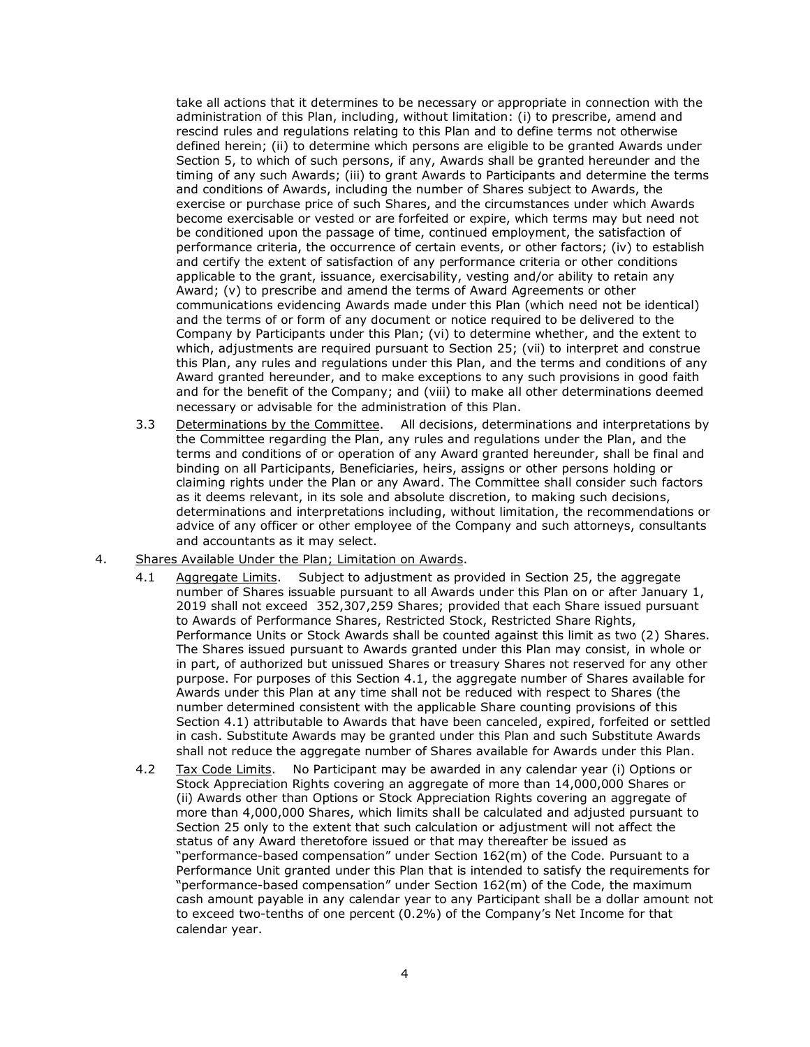take all actions that it determines to be necessary or appropriate in connection with the administration of this Plan, including, without limitation: (i) to prescribe, amend and rescind rules and regulations relating to this Plan and to define terms not otherwise defined herein; (ii) to determine which persons are eligible to be granted Awards under Section 5, to which of such persons, if any, Awards shall be granted hereunder and the timing of any such Awards; (iii) to grant Awards to Participants and determine the terms and conditions of Awards, including the number of Shares subject to Awards, the exercise or purchase price of such Shares, and the circumstances under which Awards become exercisable or vested or are forfeited or expire, which terms may but need not be conditioned upon the passage of time, continued employment, the satisfaction of performance criteria, the occurrence of certain events, or other factors; (iv) to establish and certify the extent of satisfaction of any performance criteria or other conditions applicable to the grant, issuance, exercisability, vesting and/or ability to retain any Award; (v) to prescribe and amend the terms of Award Agreements or other communications evidencing Awards made under this Plan (which need not be identical) and the terms of or form of any document or notice required to be delivered to the Company by Participants under this Plan; (vi) to determine whether, and the extent to which, adjustments are required pursuant to Section 25; (vii) to interpret and construe this Plan, any rules and regulations under this Plan, and the terms and conditions of any Award granted hereunder, and to make exceptions to any such provisions in good faith and for the benefit of the Company; and (viii) to make all other determinations deemed necessary or advisable for the administration of this Plan.

3.3 Determinations by the Committee. All decisions, determinations and interpretations by the Committee regarding the Plan, any rules and regulations under the Plan, and the terms and conditions of or operation of any Award granted hereunder, shall be final and binding on all Participants, Beneficiaries, heirs, assigns or other persons holding or claiming rights under the Plan or any Award. The Committee shall consider such factors as it deems relevant, in its sole and absolute discretion, to making such decisions, determinations and interpretations including, without limitation, the recommendations or advice of any officer or other employee of the Company and such attorneys, consultants and accountants as it may select.

4. Shares Available Under the Plan; Limitation on Awards.

4.1 Aggregate Limits. Subject to adjustment as provided in Section 25, the aggregate number of Shares issuable pursuant to all Awards under this Plan on or after January 1, 2019 shall not exceed 352,307,259 Shares; provided that each Share issued pursuant to Awards of Performance Shares, Restricted Stock, Restricted Share Rights, Performance Units or Stock Awards shall be counted against this limit as two (2) Shares. The Shares issued pursuant to Awards granted under this Plan may consist, in whole or in part, of authorized but unissued Shares or treasury Shares not reserved for any other purpose. For purposes of this Section 4.1, the aggregate number of Shares available for Awards under this Plan at any time shall not be reduced with respect to Shares (the number determined consistent with the applicable Share counting provisions of this Section 4.1) attributable to Awards that have been canceled, expired, forfeited or settled in cash. Substitute Awards may be granted under this Plan and such Substitute Awards shall not reduce the aggregate number of Shares available for Awards under this Plan.

4.2 Tax Code Limits. No Participant may be awarded in any calendar year (i) Options or Stock Appreciation Rights covering an aggregate of more than 14,000,000 Shares or (ii) Awards other than Options or Stock Appreciation Rights covering an aggregate of more than 4,000,000 Shares, which limits shall be calculated and adjusted pursuant to Section 25 only to the extent that such calculation or adjustment will not affect the status of any Award theretofore issued or that may thereafter be issued as "performance-based compensation" under Section 162(m) of the Code. Pursuant to a Performance Unit granted under this Plan that is intended to satisfy the requirements for "performance-based compensation" under Section 162(m) of the Code, the maximum cash amount payable in any calendar year to any Participant shall be a dollar amount not to exceed two-tenths of one percent (0.2%) of the Company's Net Income for that calendar year.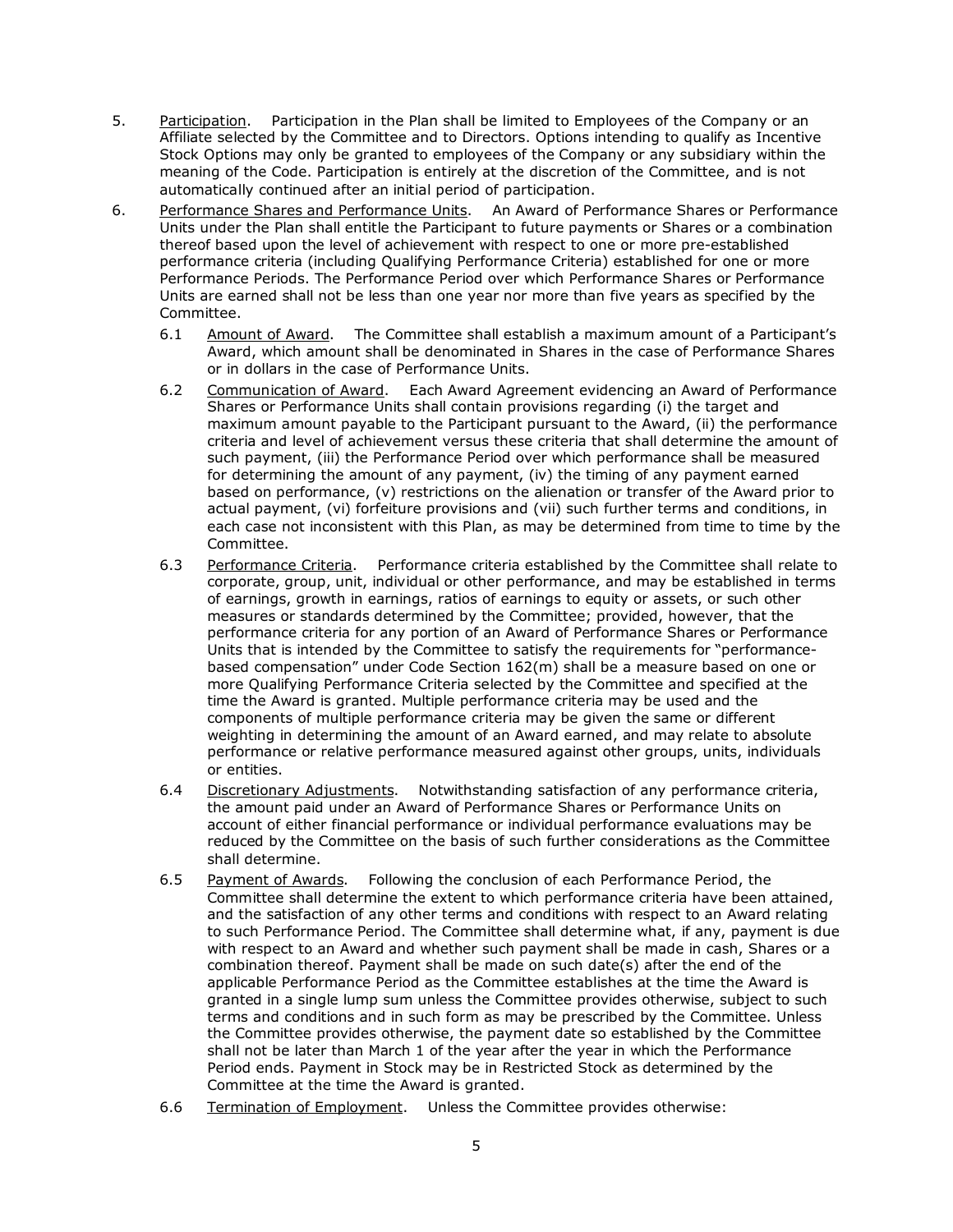5. <u>Participation</u>. Participation in the Plan shall be limited to Employees of the Company or an Affiliate selected by the Committee and to Directors. Options intending to qualify as Incentive Stock Options may only be granted to employees of the Company or any subsidiary within the meaning of the Code. Participation is entirely at the discretion of the Committee, and is not automatically continued after an initial period of participation.

6. <u>Performance Shares and Performance Units</u>. An Award of Performance Shares or Performance Units under the Plan shall entitle the Participant to future payments or Shares or a combination thereof based upon the level of achievement with respect to one or more pre-established performance criteria (including Qualifying Performance Criteria) established for one or more Performance Periods. The Performance Period over which Performance Shares or Performance Units are earned shall not be less than one year nor more than five years as specified by the Committee.

   6.1 <u>Amount of Award</u>. The Committee shall establish a maximum amount of a Participant's Award, which amount shall be denominated in Shares in the case of Performance Shares or in dollars in the case of Performance Units.

   6.2 <u>Communication of Award</u>. Each Award Agreement evidencing an Award of Performance Shares or Performance Units shall contain provisions regarding (i) the target and maximum amount payable to the Participant pursuant to the Award, (ii) the performance criteria and level of achievement versus these criteria that shall determine the amount of such payment, (iii) the Performance Period over which performance shall be measured for determining the amount of any payment, (iv) the timing of any payment earned based on performance, (v) restrictions on the alienation or transfer of the Award prior to actual payment, (vi) forfeiture provisions and (vii) such further terms and conditions, in each case not inconsistent with this Plan, as may be determined from time to time by the Committee.

   6.3 <u>Performance Criteria</u>. Performance criteria established by the Committee shall relate to corporate, group, unit, individual or other performance, and may be established in terms of earnings, growth in earnings, ratios of earnings to equity or assets, or such other measures or standards determined by the Committee; provided, however, that the performance criteria for any portion of an Award of Performance Shares or Performance Units that is intended by the Committee to satisfy the requirements for "performance-based compensation" under Code Section 162(m) shall be a measure based on one or more Qualifying Performance Criteria selected by the Committee and specified at the time the Award is granted. Multiple performance criteria may be used and the components of multiple performance criteria may be given the same or different weighting in determining the amount of an Award earned, and may relate to absolute performance or relative performance measured against other groups, units, individuals or entities.

   6.4 <u>Discretionary Adjustments</u>. Notwithstanding satisfaction of any performance criteria, the amount paid under an Award of Performance Shares or Performance Units on account of either financial performance or individual performance evaluations may be reduced by the Committee on the basis of such further considerations as the Committee shall determine.

   6.5 <u>Payment of Awards</u>. Following the conclusion of each Performance Period, the Committee shall determine the extent to which performance criteria have been attained, and the satisfaction of any other terms and conditions with respect to an Award relating to such Performance Period. The Committee shall determine what, if any, payment is due with respect to an Award and whether such payment shall be made in cash, Shares or a combination thereof. Payment shall be made on such date(s) after the end of the applicable Performance Period as the Committee establishes at the time the Award is granted in a single lump sum unless the Committee provides otherwise, subject to such terms and conditions and in such form as may be prescribed by the Committee. Unless the Committee provides otherwise, the payment date so established by the Committee shall not be later than March 1 of the year after the year in which the Performance Period ends. Payment in Stock may be in Restricted Stock as determined by the Committee at the time the Award is granted.

   6.6 <u>Termination of Employment</u>. Unless the Committee provides otherwise: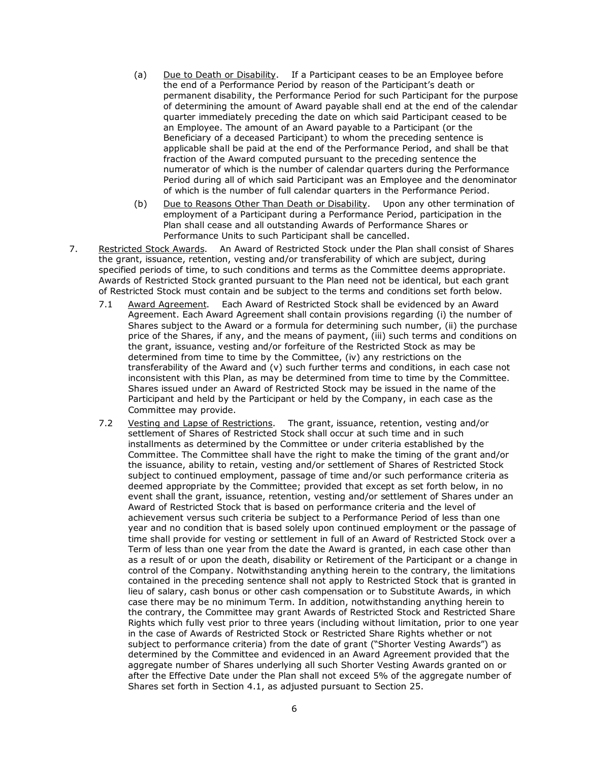(a) Due to Death or Disability. If a Participant ceases to be an Employee before the end of a Performance Period by reason of the Participant's death or permanent disability, the Performance Period for such Participant for the purpose of determining the amount of Award payable shall end at the end of the calendar quarter immediately preceding the date on which said Participant ceased to be an Employee. The amount of an Award payable to a Participant (or the Beneficiary of a deceased Participant) to whom the preceding sentence is applicable shall be paid at the end of the Performance Period, and shall be that fraction of the Award computed pursuant to the preceding sentence the numerator of which is the number of calendar quarters during the Performance Period during all of which said Participant was an Employee and the denominator of which is the number of full calendar quarters in the Performance Period.

(b) Due to Reasons Other Than Death or Disability. Upon any other termination of employment of a Participant during a Performance Period, participation in the Plan shall cease and all outstanding Awards of Performance Shares or Performance Units to such Participant shall be cancelled.

7. Restricted Stock Awards. An Award of Restricted Stock under the Plan shall consist of Shares the grant, issuance, retention, vesting and/or transferability of which are subject, during specified periods of time, to such conditions and terms as the Committee deems appropriate. Awards of Restricted Stock granted pursuant to the Plan need not be identical, but each grant of Restricted Stock must contain and be subject to the terms and conditions set forth below.

7.1 Award Agreement. Each Award of Restricted Stock shall be evidenced by an Award Agreement. Each Award Agreement shall contain provisions regarding (i) the number of Shares subject to the Award or a formula for determining such number, (ii) the purchase price of the Shares, if any, and the means of payment, (iii) such terms and conditions on the grant, issuance, vesting and/or forfeiture of the Restricted Stock as may be determined from time to time by the Committee, (iv) any restrictions on the transferability of the Award and (v) such further terms and conditions, in each case not inconsistent with this Plan, as may be determined from time to time by the Committee. Shares issued under an Award of Restricted Stock may be issued in the name of the Participant and held by the Participant or held by the Company, in each case as the Committee may provide.

7.2 Vesting and Lapse of Restrictions. The grant, issuance, retention, vesting and/or settlement of Shares of Restricted Stock shall occur at such time and in such installments as determined by the Committee or under criteria established by the Committee. The Committee shall have the right to make the timing of the grant and/or the issuance, ability to retain, vesting and/or settlement of Shares of Restricted Stock subject to continued employment, passage of time and/or such performance criteria as deemed appropriate by the Committee; provided that except as set forth below, in no event shall the grant, issuance, retention, vesting and/or settlement of Shares under an Award of Restricted Stock that is based on performance criteria and the level of achievement versus such criteria be subject to a Performance Period of less than one year and no condition that is based solely upon continued employment or the passage of time shall provide for vesting or settlement in full of an Award of Restricted Stock over a Term of less than one year from the date the Award is granted, in each case other than as a result of or upon the death, disability or Retirement of the Participant or a change in control of the Company. Notwithstanding anything herein to the contrary, the limitations contained in the preceding sentence shall not apply to Restricted Stock that is granted in lieu of salary, cash bonus or other cash compensation or to Substitute Awards, in which case there may be no minimum Term. In addition, notwithstanding anything herein to the contrary, the Committee may grant Awards of Restricted Stock and Restricted Share Rights which fully vest prior to three years (including without limitation, prior to one year in the case of Awards of Restricted Stock or Restricted Share Rights whether or not subject to performance criteria) from the date of grant ("Shorter Vesting Awards") as determined by the Committee and evidenced in an Award Agreement provided that the aggregate number of Shares underlying all such Shorter Vesting Awards granted on or after the Effective Date under the Plan shall not exceed 5% of the aggregate number of Shares set forth in Section 4.1, as adjusted pursuant to Section 25.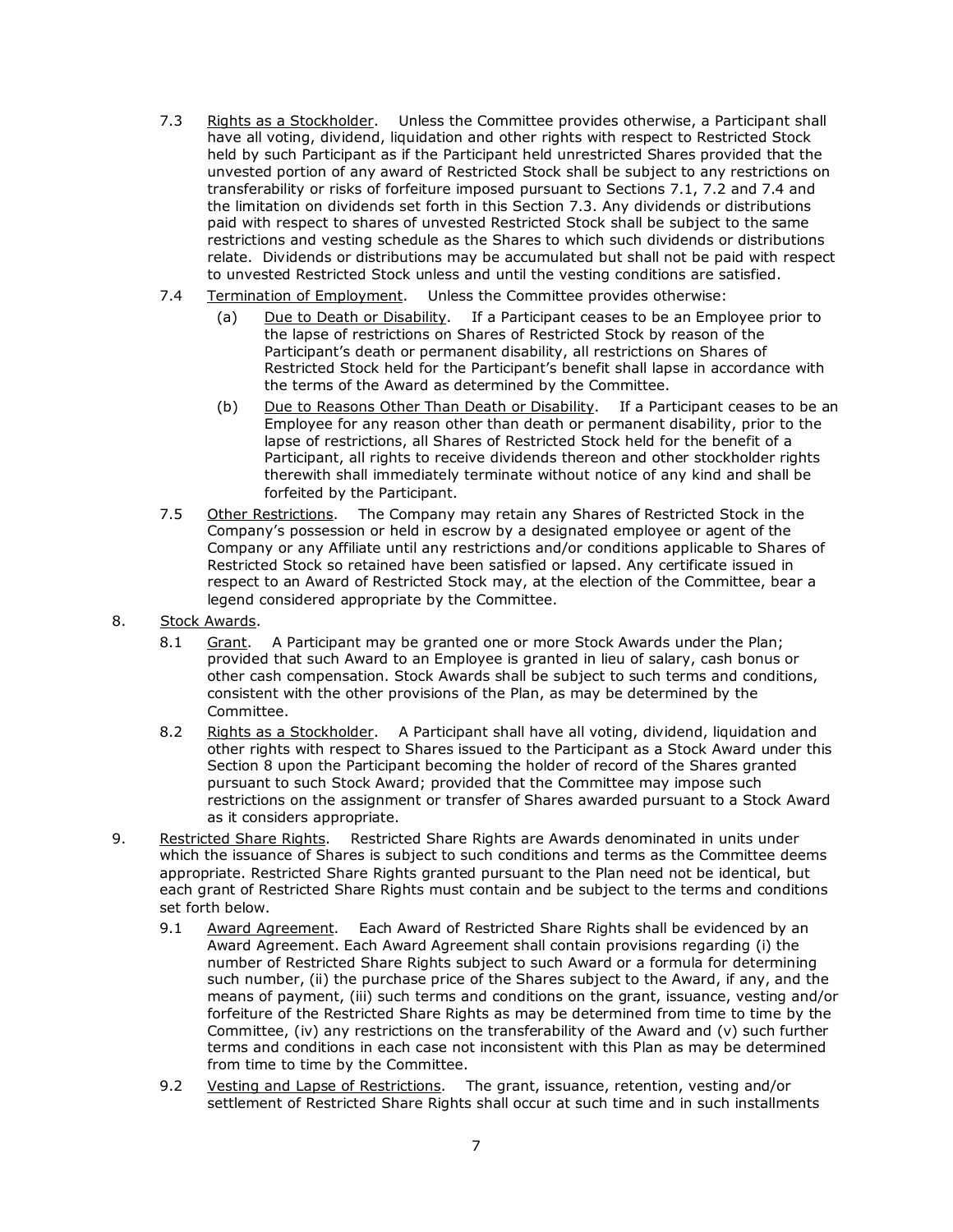7.3 Rights as a Stockholder. Unless the Committee provides otherwise, a Participant shall have all voting, dividend, liquidation and other rights with respect to Restricted Stock held by such Participant as if the Participant held unrestricted Shares provided that the unvested portion of any award of Restricted Stock shall be subject to any restrictions on transferability or risks of forfeiture imposed pursuant to Sections 7.1, 7.2 and 7.4 and the limitation on dividends set forth in this Section 7.3. Any dividends or distributions paid with respect to shares of unvested Restricted Stock shall be subject to the same restrictions and vesting schedule as the Shares to which such dividends or distributions relate. Dividends or distributions may be accumulated but shall not be paid with respect to unvested Restricted Stock unless and until the vesting conditions are satisfied.

7.4 Termination of Employment. Unless the Committee provides otherwise:

(a) Due to Death or Disability. If a Participant ceases to be an Employee prior to the lapse of restrictions on Shares of Restricted Stock by reason of the Participant's death or permanent disability, all restrictions on Shares of Restricted Stock held for the Participant's benefit shall lapse in accordance with the terms of the Award as determined by the Committee.

(b) Due to Reasons Other Than Death or Disability. If a Participant ceases to be an Employee for any reason other than death or permanent disability, prior to the lapse of restrictions, all Shares of Restricted Stock held for the benefit of a Participant, all rights to receive dividends thereon and other stockholder rights therewith shall immediately terminate without notice of any kind and shall be forfeited by the Participant.

7.5 Other Restrictions. The Company may retain any Shares of Restricted Stock in the Company's possession or held in escrow by a designated employee or agent of the Company or any Affiliate until any restrictions and/or conditions applicable to Shares of Restricted Stock so retained have been satisfied or lapsed. Any certificate issued in respect to an Award of Restricted Stock may, at the election of the Committee, bear a legend considered appropriate by the Committee.

8. Stock Awards.

8.1 Grant. A Participant may be granted one or more Stock Awards under the Plan; provided that such Award to an Employee is granted in lieu of salary, cash bonus or other cash compensation. Stock Awards shall be subject to such terms and conditions, consistent with the other provisions of the Plan, as may be determined by the Committee.

8.2 Rights as a Stockholder. A Participant shall have all voting, dividend, liquidation and other rights with respect to Shares issued to the Participant as a Stock Award under this Section 8 upon the Participant becoming the holder of record of the Shares granted pursuant to such Stock Award; provided that the Committee may impose such restrictions on the assignment or transfer of Shares awarded pursuant to a Stock Award as it considers appropriate.

9. Restricted Share Rights. Restricted Share Rights are Awards denominated in units under which the issuance of Shares is subject to such conditions and terms as the Committee deems appropriate. Restricted Share Rights granted pursuant to the Plan need not be identical, but each grant of Restricted Share Rights must contain and be subject to the terms and conditions set forth below.

9.1 Award Agreement. Each Award of Restricted Share Rights shall be evidenced by an Award Agreement. Each Award Agreement shall contain provisions regarding (i) the number of Restricted Share Rights subject to such Award or a formula for determining such number, (ii) the purchase price of the Shares subject to the Award, if any, and the means of payment, (iii) such terms and conditions on the grant, issuance, vesting and/or forfeiture of the Restricted Share Rights as may be determined from time to time by the Committee, (iv) any restrictions on the transferability of the Award and (v) such further terms and conditions in each case not inconsistent with this Plan as may be determined from time to time by the Committee.

9.2 Vesting and Lapse of Restrictions. The grant, issuance, retention, vesting and/or settlement of Restricted Share Rights shall occur at such time and in such installments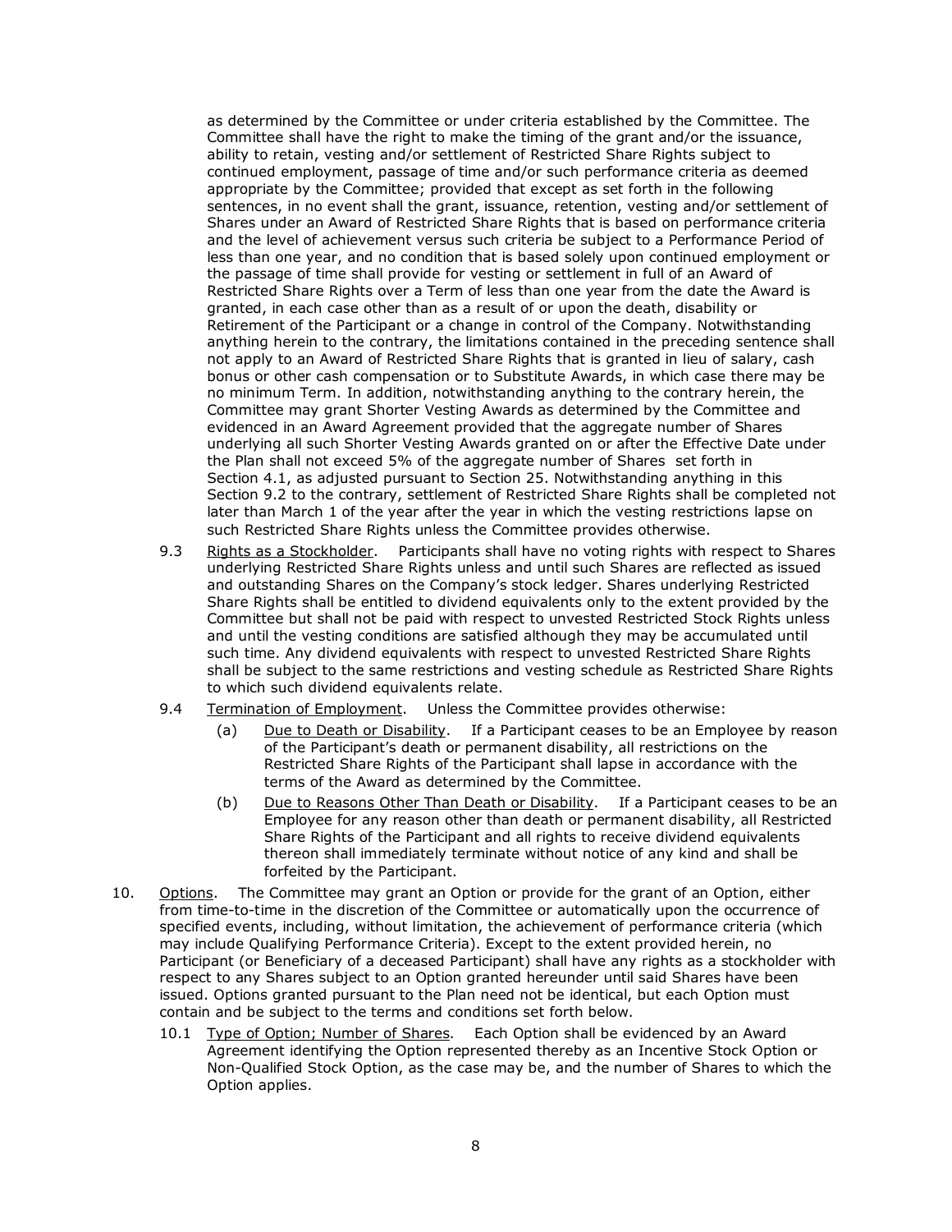as determined by the Committee or under criteria established by the Committee. The Committee shall have the right to make the timing of the grant and/or the issuance, ability to retain, vesting and/or settlement of Restricted Share Rights subject to continued employment, passage of time and/or such performance criteria as deemed appropriate by the Committee; provided that except as set forth in the following sentences, in no event shall the grant, issuance, retention, vesting and/or settlement of Shares under an Award of Restricted Share Rights that is based on performance criteria and the level of achievement versus such criteria be subject to a Performance Period of less than one year, and no condition that is based solely upon continued employment or the passage of time shall provide for vesting or settlement in full of an Award of Restricted Share Rights over a Term of less than one year from the date the Award is granted, in each case other than as a result of or upon the death, disability or Retirement of the Participant or a change in control of the Company. Notwithstanding anything herein to the contrary, the limitations contained in the preceding sentence shall not apply to an Award of Restricted Share Rights that is granted in lieu of salary, cash bonus or other cash compensation or to Substitute Awards, in which case there may be no minimum Term. In addition, notwithstanding anything to the contrary herein, the Committee may grant Shorter Vesting Awards as determined by the Committee and evidenced in an Award Agreement provided that the aggregate number of Shares underlying all such Shorter Vesting Awards granted on or after the Effective Date under the Plan shall not exceed 5% of the aggregate number of Shares set forth in Section 4.1, as adjusted pursuant to Section 25. Notwithstanding anything in this Section 9.2 to the contrary, settlement of Restricted Share Rights shall be completed not later than March 1 of the year after the year in which the vesting restrictions lapse on such Restricted Share Rights unless the Committee provides otherwise.

9.3 Rights as a Stockholder. Participants shall have no voting rights with respect to Shares underlying Restricted Share Rights unless and until such Shares are reflected as issued and outstanding Shares on the Company's stock ledger. Shares underlying Restricted Share Rights shall be entitled to dividend equivalents only to the extent provided by the Committee but shall not be paid with respect to unvested Restricted Stock Rights unless and until the vesting conditions are satisfied although they may be accumulated until such time. Any dividend equivalents with respect to unvested Restricted Share Rights shall be subject to the same restrictions and vesting schedule as Restricted Share Rights to which such dividend equivalents relate.

9.4 Termination of Employment. Unless the Committee provides otherwise:

(a) Due to Death or Disability. If a Participant ceases to be an Employee by reason of the Participant's death or permanent disability, all restrictions on the Restricted Share Rights of the Participant shall lapse in accordance with the terms of the Award as determined by the Committee.

(b) Due to Reasons Other Than Death or Disability. If a Participant ceases to be an Employee for any reason other than death or permanent disability, all Restricted Share Rights of the Participant and all rights to receive dividend equivalents thereon shall immediately terminate without notice of any kind and shall be forfeited by the Participant.

10. Options. The Committee may grant an Option or provide for the grant of an Option, either from time-to-time in the discretion of the Committee or automatically upon the occurrence of specified events, including, without limitation, the achievement of performance criteria (which may include Qualifying Performance Criteria). Except to the extent provided herein, no Participant (or Beneficiary of a deceased Participant) shall have any rights as a stockholder with respect to any Shares subject to an Option granted hereunder until said Shares have been issued. Options granted pursuant to the Plan need not be identical, but each Option must contain and be subject to the terms and conditions set forth below.

10.1 Type of Option; Number of Shares. Each Option shall be evidenced by an Award Agreement identifying the Option represented thereby as an Incentive Stock Option or Non-Qualified Stock Option, as the case may be, and the number of Shares to which the Option applies.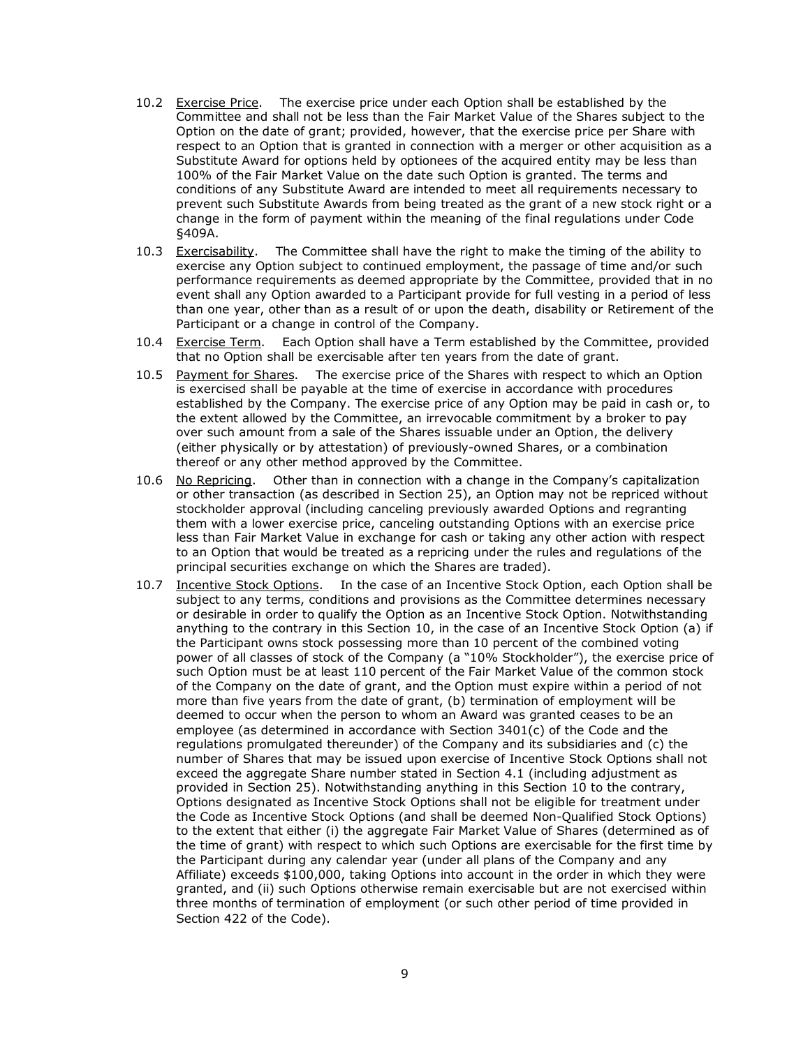10.2 Exercise Price. The exercise price under each Option shall be established by the Committee and shall not be less than the Fair Market Value of the Shares subject to the Option on the date of grant; provided, however, that the exercise price per Share with respect to an Option that is granted in connection with a merger or other acquisition as a Substitute Award for options held by optionees of the acquired entity may be less than 100% of the Fair Market Value on the date such Option is granted. The terms and conditions of any Substitute Award are intended to meet all requirements necessary to prevent such Substitute Awards from being treated as the grant of a new stock right or a change in the form of payment within the meaning of the final regulations under Code §409A.

10.3 Exercisability. The Committee shall have the right to make the timing of the ability to exercise any Option subject to continued employment, the passage of time and/or such performance requirements as deemed appropriate by the Committee, provided that in no event shall any Option awarded to a Participant provide for full vesting in a period of less than one year, other than as a result of or upon the death, disability or Retirement of the Participant or a change in control of the Company.

10.4 Exercise Term. Each Option shall have a Term established by the Committee, provided that no Option shall be exercisable after ten years from the date of grant.

10.5 Payment for Shares. The exercise price of the Shares with respect to which an Option is exercised shall be payable at the time of exercise in accordance with procedures established by the Company. The exercise price of any Option may be paid in cash or, to the extent allowed by the Committee, an irrevocable commitment by a broker to pay over such amount from a sale of the Shares issuable under an Option, the delivery (either physically or by attestation) of previously-owned Shares, or a combination thereof or any other method approved by the Committee.

10.6 No Repricing. Other than in connection with a change in the Company's capitalization or other transaction (as described in Section 25), an Option may not be repriced without stockholder approval (including canceling previously awarded Options and regranting them with a lower exercise price, canceling outstanding Options with an exercise price less than Fair Market Value in exchange for cash or taking any other action with respect to an Option that would be treated as a repricing under the rules and regulations of the principal securities exchange on which the Shares are traded).

10.7 Incentive Stock Options. In the case of an Incentive Stock Option, each Option shall be subject to any terms, conditions and provisions as the Committee determines necessary or desirable in order to qualify the Option as an Incentive Stock Option. Notwithstanding anything to the contrary in this Section 10, in the case of an Incentive Stock Option (a) if the Participant owns stock possessing more than 10 percent of the combined voting power of all classes of stock of the Company (a "10% Stockholder"), the exercise price of such Option must be at least 110 percent of the Fair Market Value of the common stock of the Company on the date of grant, and the Option must expire within a period of not more than five years from the date of grant, (b) termination of employment will be deemed to occur when the person to whom an Award was granted ceases to be an employee (as determined in accordance with Section 3401(c) of the Code and the regulations promulgated thereunder) of the Company and its subsidiaries and (c) the number of Shares that may be issued upon exercise of Incentive Stock Options shall not exceed the aggregate Share number stated in Section 4.1 (including adjustment as provided in Section 25). Notwithstanding anything in this Section 10 to the contrary, Options designated as Incentive Stock Options shall not be eligible for treatment under the Code as Incentive Stock Options (and shall be deemed Non-Qualified Stock Options) to the extent that either (i) the aggregate Fair Market Value of Shares (determined as of the time of grant) with respect to which such Options are exercisable for the first time by the Participant during any calendar year (under all plans of the Company and any Affiliate) exceeds $100,000, taking Options into account in the order in which they were granted, and (ii) such Options otherwise remain exercisable but are not exercised within three months of termination of employment (or such other period of time provided in Section 422 of the Code).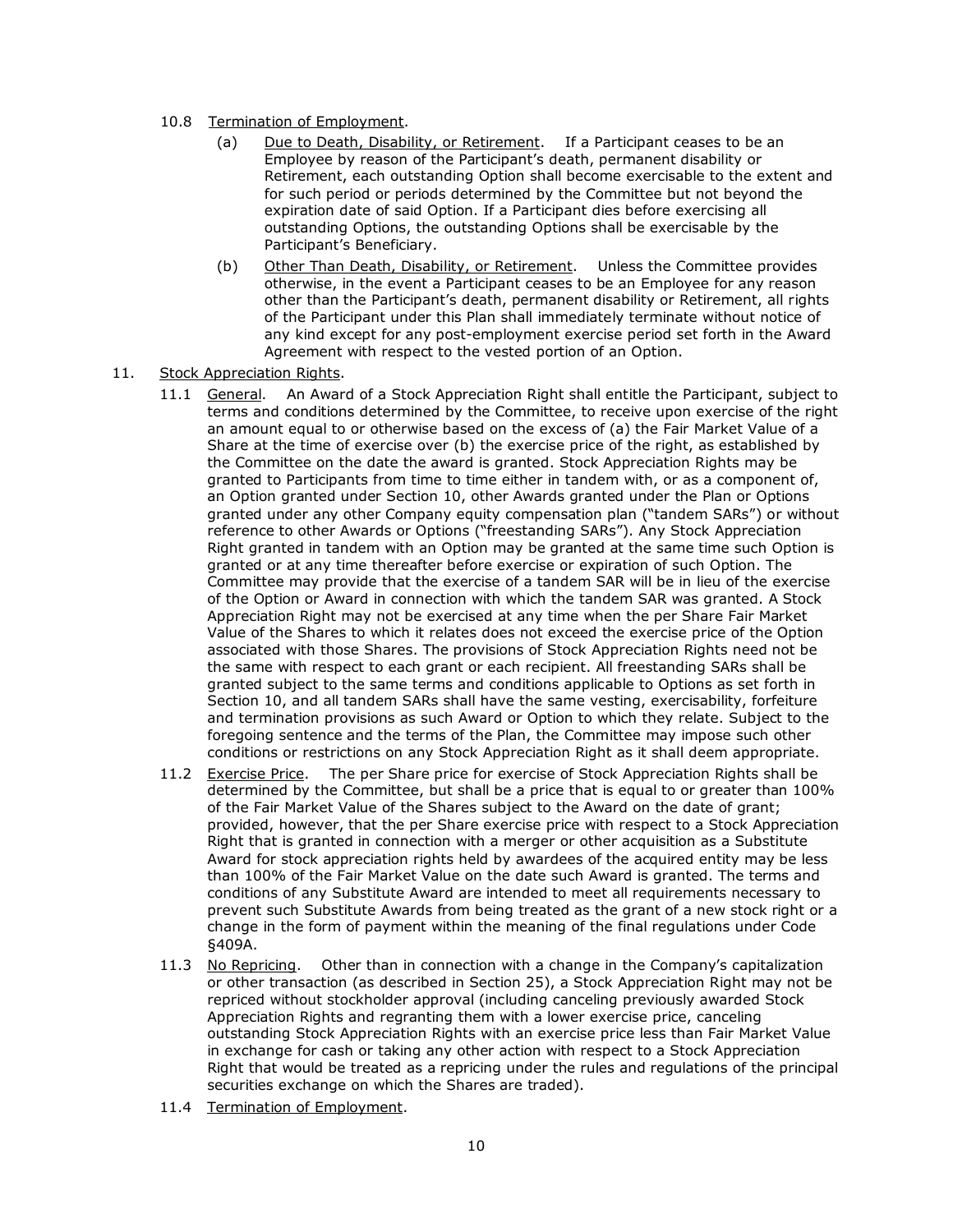10.8 Termination of Employment.

(a) Due to Death, Disability, or Retirement. If a Participant ceases to be an Employee by reason of the Participant's death, permanent disability or Retirement, each outstanding Option shall become exercisable to the extent and for such period or periods determined by the Committee but not beyond the expiration date of said Option. If a Participant dies before exercising all outstanding Options, the outstanding Options shall be exercisable by the Participant's Beneficiary.

(b) Other Than Death, Disability, or Retirement. Unless the Committee provides otherwise, in the event a Participant ceases to be an Employee for any reason other than the Participant's death, permanent disability or Retirement, all rights of the Participant under this Plan shall immediately terminate without notice of any kind except for any post-employment exercise period set forth in the Award Agreement with respect to the vested portion of an Option.

11. Stock Appreciation Rights.

11.1 General. An Award of a Stock Appreciation Right shall entitle the Participant, subject to terms and conditions determined by the Committee, to receive upon exercise of the right an amount equal to or otherwise based on the excess of (a) the Fair Market Value of a Share at the time of exercise over (b) the exercise price of the right, as established by the Committee on the date the award is granted. Stock Appreciation Rights may be granted to Participants from time to time either in tandem with, or as a component of, an Option granted under Section 10, other Awards granted under the Plan or Options granted under any other Company equity compensation plan ("tandem SARs") or without reference to other Awards or Options ("freestanding SARs"). Any Stock Appreciation Right granted in tandem with an Option may be granted at the same time such Option is granted or at any time thereafter before exercise or expiration of such Option. The Committee may provide that the exercise of a tandem SAR will be in lieu of the exercise of the Option or Award in connection with which the tandem SAR was granted. A Stock Appreciation Right may not be exercised at any time when the per Share Fair Market Value of the Shares to which it relates does not exceed the exercise price of the Option associated with those Shares. The provisions of Stock Appreciation Rights need not be the same with respect to each grant or each recipient. All freestanding SARs shall be granted subject to the same terms and conditions applicable to Options as set forth in Section 10, and all tandem SARs shall have the same vesting, exercisability, forfeiture and termination provisions as such Award or Option to which they relate. Subject to the foregoing sentence and the terms of the Plan, the Committee may impose such other conditions or restrictions on any Stock Appreciation Right as it shall deem appropriate.

11.2 Exercise Price. The per Share price for exercise of Stock Appreciation Rights shall be determined by the Committee, but shall be a price that is equal to or greater than 100% of the Fair Market Value of the Shares subject to the Award on the date of grant; provided, however, that the per Share exercise price with respect to a Stock Appreciation Right that is granted in connection with a merger or other acquisition as a Substitute Award for stock appreciation rights held by awardees of the acquired entity may be less than 100% of the Fair Market Value on the date such Award is granted. The terms and conditions of any Substitute Award are intended to meet all requirements necessary to prevent such Substitute Awards from being treated as the grant of a new stock right or a change in the form of payment within the meaning of the final regulations under Code §409A.

11.3 No Repricing. Other than in connection with a change in the Company's capitalization or other transaction (as described in Section 25), a Stock Appreciation Right may not be repriced without stockholder approval (including canceling previously awarded Stock Appreciation Rights and regranting them with a lower exercise price, canceling outstanding Stock Appreciation Rights with an exercise price less than Fair Market Value in exchange for cash or taking any other action with respect to a Stock Appreciation Right that would be treated as a repricing under the rules and regulations of the principal securities exchange on which the Shares are traded).

11.4 Termination of Employment.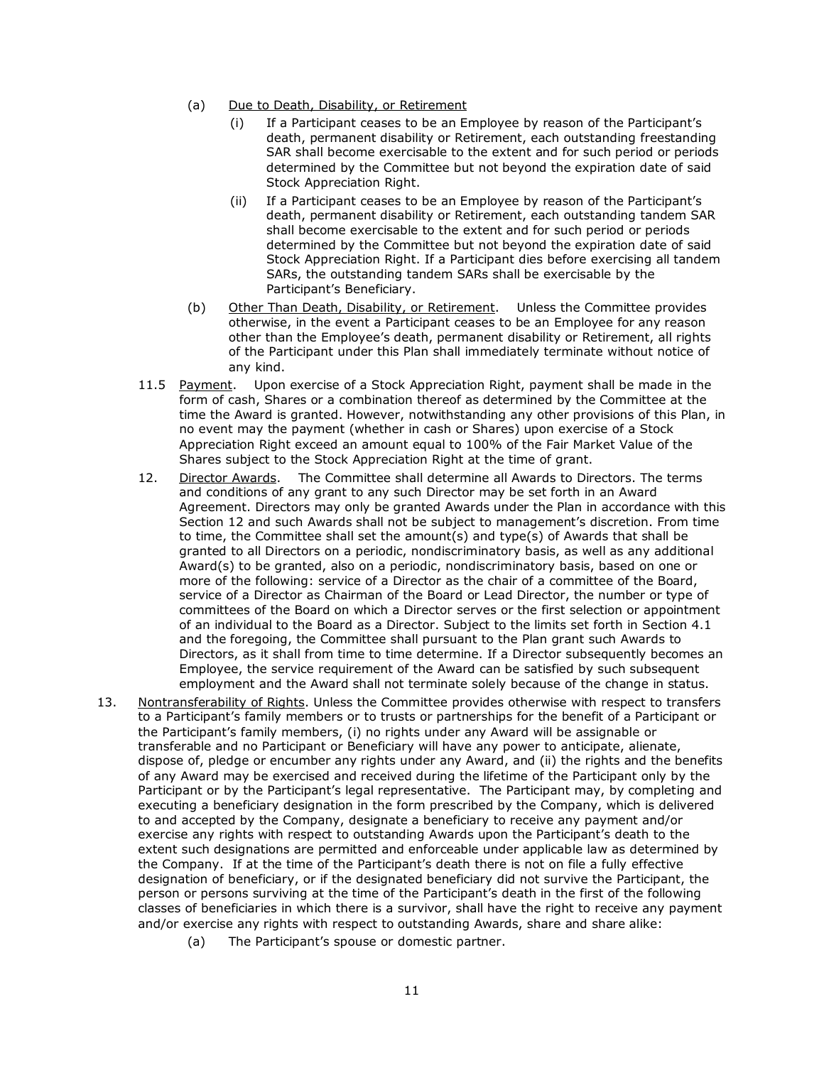(a) Due to Death, Disability, or Retirement

   (i) If a Participant ceases to be an Employee by reason of the Participant's death, permanent disability or Retirement, each outstanding freestanding SAR shall become exercisable to the extent and for such period or periods determined by the Committee but not beyond the expiration date of said Stock Appreciation Right.

   (ii) If a Participant ceases to be an Employee by reason of the Participant's death, permanent disability or Retirement, each outstanding tandem SAR shall become exercisable to the extent and for such period or periods determined by the Committee but not beyond the expiration date of said Stock Appreciation Right. If a Participant dies before exercising all tandem SARs, the outstanding tandem SARs shall be exercisable by the Participant's Beneficiary.

(b) Other Than Death, Disability, or Retirement. Unless the Committee provides otherwise, in the event a Participant ceases to be an Employee for any reason other than the Employee's death, permanent disability or Retirement, all rights of the Participant under this Plan shall immediately terminate without notice of any kind.

11.5 Payment. Upon exercise of a Stock Appreciation Right, payment shall be made in the form of cash, Shares or a combination thereof as determined by the Committee at the time the Award is granted. However, notwithstanding any other provisions of this Plan, in no event may the payment (whether in cash or Shares) upon exercise of a Stock Appreciation Right exceed an amount equal to 100% of the Fair Market Value of the Shares subject to the Stock Appreciation Right at the time of grant.

12. Director Awards. The Committee shall determine all Awards to Directors. The terms and conditions of any grant to any such Director may be set forth in an Award Agreement. Directors may only be granted Awards under the Plan in accordance with this Section 12 and such Awards shall not be subject to management's discretion. From time to time, the Committee shall set the amount(s) and type(s) of Awards that shall be granted to all Directors on a periodic, nondiscriminatory basis, as well as any additional Award(s) to be granted, also on a periodic, nondiscriminatory basis, based on one or more of the following: service of a Director as the chair of a committee of the Board, service of a Director as Chairman of the Board or Lead Director, the number or type of committees of the Board on which a Director serves or the first selection or appointment of an individual to the Board as a Director. Subject to the limits set forth in Section 4.1 and the foregoing, the Committee shall pursuant to the Plan grant such Awards to Directors, as it shall from time to time determine. If a Director subsequently becomes an Employee, the service requirement of the Award can be satisfied by such subsequent employment and the Award shall not terminate solely because of the change in status.

13. Nontransferability of Rights. Unless the Committee provides otherwise with respect to transfers to a Participant's family members or to trusts or partnerships for the benefit of a Participant or the Participant's family members, (i) no rights under any Award will be assignable or transferable and no Participant or Beneficiary will have any power to anticipate, alienate, dispose of, pledge or encumber any rights under any Award, and (ii) the rights and the benefits of any Award may be exercised and received during the lifetime of the Participant only by the Participant or by the Participant's legal representative. The Participant may, by completing and executing a beneficiary designation in the form prescribed by the Company, which is delivered to and accepted by the Company, designate a beneficiary to receive any payment and/or exercise any rights with respect to outstanding Awards upon the Participant's death to the extent such designations are permitted and enforceable under applicable law as determined by the Company. If at the time of the Participant's death there is not on file a fully effective designation of beneficiary, or if the designated beneficiary did not survive the Participant, the person or persons surviving at the time of the Participant's death in the first of the following classes of beneficiaries in which there is a survivor, shall have the right to receive any payment and/or exercise any rights with respect to outstanding Awards, share and share alike:

(a) The Participant's spouse or domestic partner.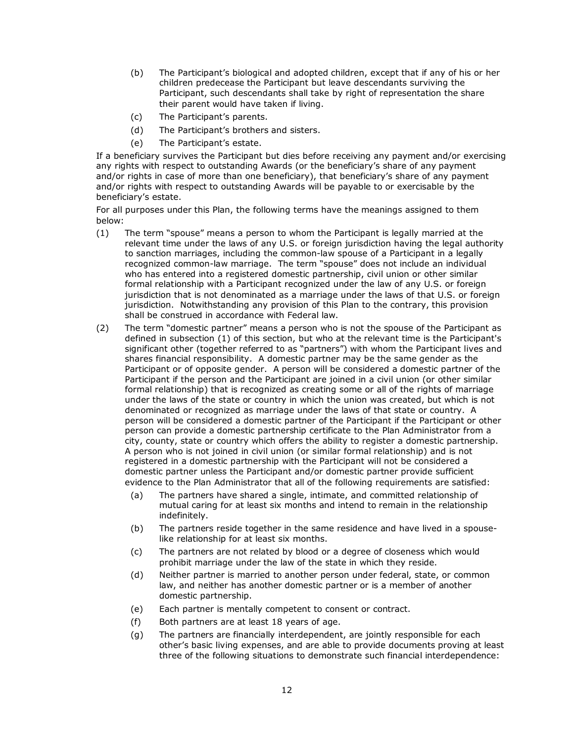(b) The Participant's biological and adopted children, except that if any of his or her children predecease the Participant but leave descendants surviving the Participant, such descendants shall take by right of representation the share their parent would have taken if living.

(c) The Participant's parents.

(d) The Participant's brothers and sisters.

(e) The Participant's estate.

If a beneficiary survives the Participant but dies before receiving any payment and/or exercising any rights with respect to outstanding Awards (or the beneficiary's share of any payment and/or rights in case of more than one beneficiary), that beneficiary's share of any payment and/or rights with respect to outstanding Awards will be payable to or exercisable by the beneficiary's estate.

For all purposes under this Plan, the following terms have the meanings assigned to them below:

(1) The term "spouse" means a person to whom the Participant is legally married at the relevant time under the laws of any U.S. or foreign jurisdiction having the legal authority to sanction marriages, including the common-law spouse of a Participant in a legally recognized common-law marriage. The term "spouse" does not include an individual who has entered into a registered domestic partnership, civil union or other similar formal relationship with a Participant recognized under the law of any U.S. or foreign jurisdiction that is not denominated as a marriage under the laws of that U.S. or foreign jurisdiction. Notwithstanding any provision of this Plan to the contrary, this provision shall be construed in accordance with Federal law.

(2) The term "domestic partner" means a person who is not the spouse of the Participant as defined in subsection (1) of this section, but who at the relevant time is the Participant's significant other (together referred to as "partners") with whom the Participant lives and shares financial responsibility. A domestic partner may be the same gender as the Participant or of opposite gender. A person will be considered a domestic partner of the Participant if the person and the Participant are joined in a civil union (or other similar formal relationship) that is recognized as creating some or all of the rights of marriage under the laws of the state or country in which the union was created, but which is not denominated or recognized as marriage under the laws of that state or country. A person will be considered a domestic partner of the Participant if the Participant or other person can provide a domestic partnership certificate to the Plan Administrator from a city, county, state or country which offers the ability to register a domestic partnership. A person who is not joined in civil union (or similar formal relationship) and is not registered in a domestic partnership with the Participant will not be considered a domestic partner unless the Participant and/or domestic partner provide sufficient evidence to the Plan Administrator that all of the following requirements are satisfied:

   (a) The partners have shared a single, intimate, and committed relationship of mutual caring for at least six months and intend to remain in the relationship indefinitely.

   (b) The partners reside together in the same residence and have lived in a spouse-like relationship for at least six months.

   (c) The partners are not related by blood or a degree of closeness which would prohibit marriage under the law of the state in which they reside.

   (d) Neither partner is married to another person under federal, state, or common law, and neither has another domestic partner or is a member of another domestic partnership.

   (e) Each partner is mentally competent to consent or contract.

   (f) Both partners are at least 18 years of age.

   (g) The partners are financially interdependent, are jointly responsible for each other's basic living expenses, and are able to provide documents proving at least three of the following situations to demonstrate such financial interdependence: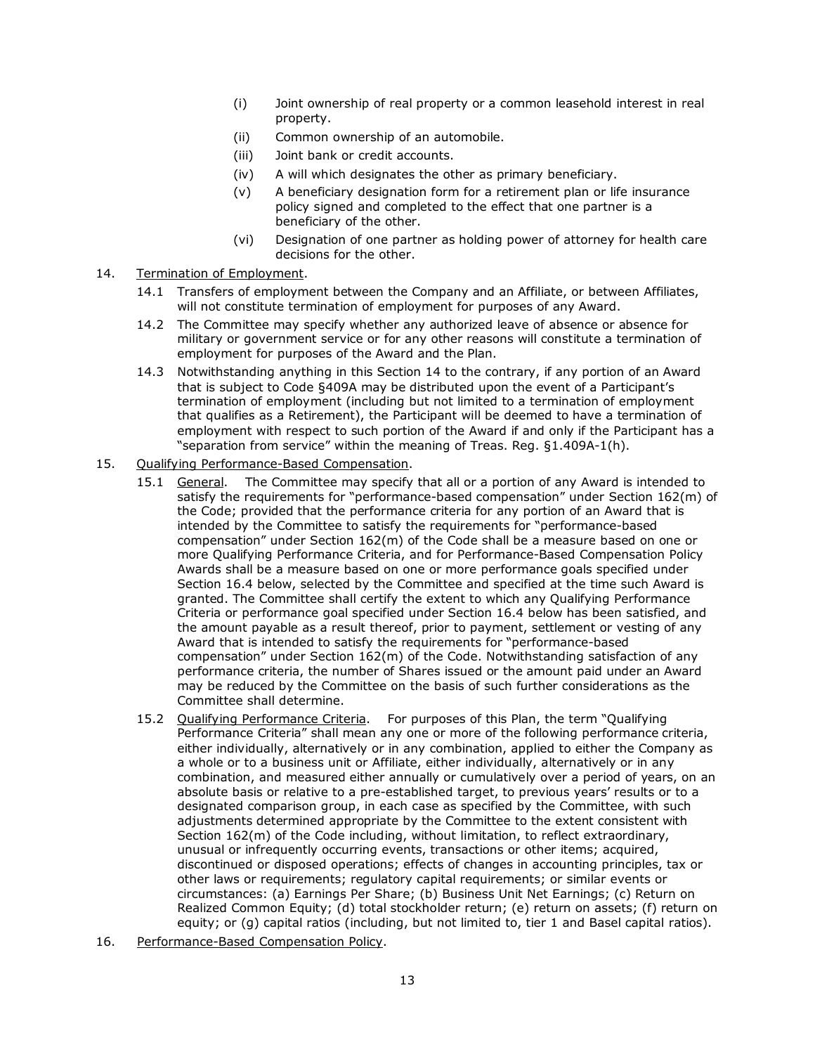(i) Joint ownership of real property or a common leasehold interest in real property.

(ii) Common ownership of an automobile.

(iii) Joint bank or credit accounts.

(iv) A will which designates the other as primary beneficiary.

(v) A beneficiary designation form for a retirement plan or life insurance policy signed and completed to the effect that one partner is a beneficiary of the other.

(vi) Designation of one partner as holding power of attorney for health care decisions for the other.

14. Termination of Employment.

14.1 Transfers of employment between the Company and an Affiliate, or between Affiliates, will not constitute termination of employment for purposes of any Award.

14.2 The Committee may specify whether any authorized leave of absence or absence for military or government service or for any other reasons will constitute a termination of employment for purposes of the Award and the Plan.

14.3 Notwithstanding anything in this Section 14 to the contrary, if any portion of an Award that is subject to Code §409A may be distributed upon the event of a Participant's termination of employment (including but not limited to a termination of employment that qualifies as a Retirement), the Participant will be deemed to have a termination of employment with respect to such portion of the Award if and only if the Participant has a "separation from service" within the meaning of Treas. Reg. §1.409A-1(h).

15. Qualifying Performance-Based Compensation.

15.1 General. The Committee may specify that all or a portion of any Award is intended to satisfy the requirements for "performance-based compensation" under Section 162(m) of the Code; provided that the performance criteria for any portion of an Award that is intended by the Committee to satisfy the requirements for "performance-based compensation" under Section 162(m) of the Code shall be a measure based on one or more Qualifying Performance Criteria, and for Performance-Based Compensation Policy Awards shall be a measure based on one or more performance goals specified under Section 16.4 below, selected by the Committee and specified at the time such Award is granted. The Committee shall certify the extent to which any Qualifying Performance Criteria or performance goal specified under Section 16.4 below has been satisfied, and the amount payable as a result thereof, prior to payment, settlement or vesting of any Award that is intended to satisfy the requirements for "performance-based compensation" under Section 162(m) of the Code. Notwithstanding satisfaction of any performance criteria, the number of Shares issued or the amount paid under an Award may be reduced by the Committee on the basis of such further considerations as the Committee shall determine.

15.2 Qualifying Performance Criteria. For purposes of this Plan, the term "Qualifying Performance Criteria" shall mean any one or more of the following performance criteria, either individually, alternatively or in any combination, applied to either the Company as a whole or to a business unit or Affiliate, either individually, alternatively or in any combination, and measured either annually or cumulatively over a period of years, on an absolute basis or relative to a pre-established target, to previous years' results or to a designated comparison group, in each case as specified by the Committee, with such adjustments determined appropriate by the Committee to the extent consistent with Section 162(m) of the Code including, without limitation, to reflect extraordinary, unusual or infrequently occurring events, transactions or other items; acquired, discontinued or disposed operations; effects of changes in accounting principles, tax or other laws or requirements; regulatory capital requirements; or similar events or circumstances: (a) Earnings Per Share; (b) Business Unit Net Earnings; (c) Return on Realized Common Equity; (d) total stockholder return; (e) return on assets; (f) return on equity; or (g) capital ratios (including, but not limited to, tier 1 and Basel capital ratios).

16. Performance-Based Compensation Policy.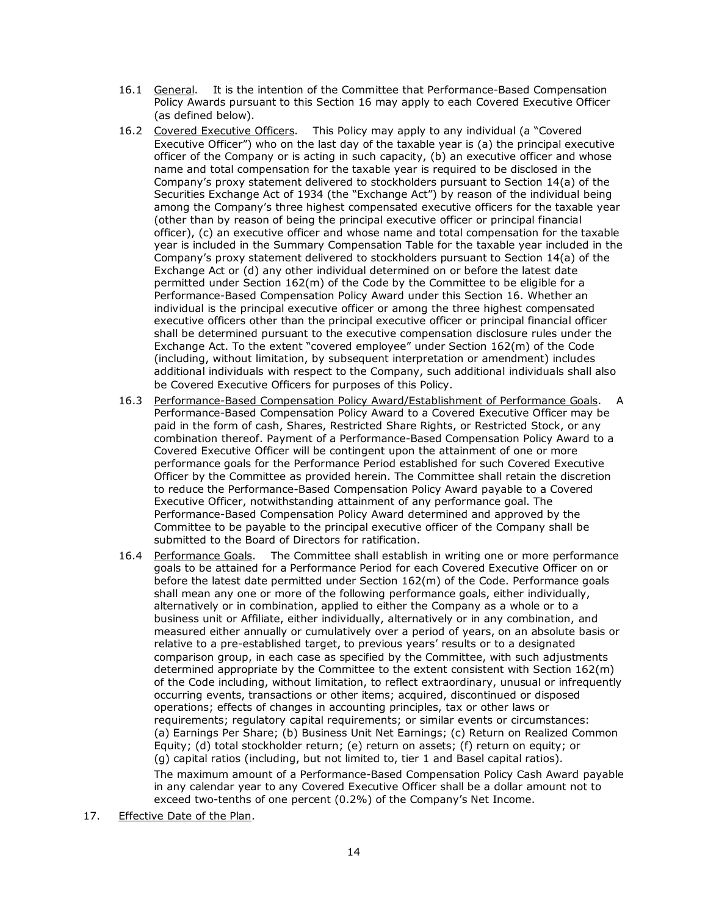16.1 <u>General</u>. It is the intention of the Committee that Performance-Based Compensation Policy Awards pursuant to this Section 16 may apply to each Covered Executive Officer (as defined below).

16.2 <u>Covered Executive Officers</u>. This Policy may apply to any individual (a "Covered Executive Officer") who on the last day of the taxable year is (a) the principal executive officer of the Company or is acting in such capacity, (b) an executive officer and whose name and total compensation for the taxable year is required to be disclosed in the Company's proxy statement delivered to stockholders pursuant to Section 14(a) of the Securities Exchange Act of 1934 (the "Exchange Act") by reason of the individual being among the Company's three highest compensated executive officers for the taxable year (other than by reason of being the principal executive officer or principal financial officer), (c) an executive officer and whose name and total compensation for the taxable year is included in the Summary Compensation Table for the taxable year included in the Company's proxy statement delivered to stockholders pursuant to Section 14(a) of the Exchange Act or (d) any other individual determined on or before the latest date permitted under Section 162(m) of the Code by the Committee to be eligible for a Performance-Based Compensation Policy Award under this Section 16. Whether an individual is the principal executive officer or among the three highest compensated executive officers other than the principal executive officer or principal financial officer shall be determined pursuant to the executive compensation disclosure rules under the Exchange Act. To the extent "covered employee" under Section 162(m) of the Code (including, without limitation, by subsequent interpretation or amendment) includes additional individuals with respect to the Company, such additional individuals shall also be Covered Executive Officers for purposes of this Policy.

16.3 <u>Performance-Based Compensation Policy Award/Establishment of Performance Goals</u>. A Performance-Based Compensation Policy Award to a Covered Executive Officer may be paid in the form of cash, Shares, Restricted Share Rights, or Restricted Stock, or any combination thereof. Payment of a Performance-Based Compensation Policy Award to a Covered Executive Officer will be contingent upon the attainment of one or more performance goals for the Performance Period established for such Covered Executive Officer by the Committee as provided herein. The Committee shall retain the discretion to reduce the Performance-Based Compensation Policy Award payable to a Covered Executive Officer, notwithstanding attainment of any performance goal. The Performance-Based Compensation Policy Award determined and approved by the Committee to be payable to the principal executive officer of the Company shall be submitted to the Board of Directors for ratification.

16.4 <u>Performance Goals</u>. The Committee shall establish in writing one or more performance goals to be attained for a Performance Period for each Covered Executive Officer on or before the latest date permitted under Section 162(m) of the Code. Performance goals shall mean any one or more of the following performance goals, either individually, alternatively or in combination, applied to either the Company as a whole or to a business unit or Affiliate, either individually, alternatively or in any combination, and measured either annually or cumulatively over a period of years, on an absolute basis or relative to a pre-established target, to previous years' results or to a designated comparison group, in each case as specified by the Committee, with such adjustments determined appropriate by the Committee to the extent consistent with Section 162(m) of the Code including, without limitation, to reflect extraordinary, unusual or infrequently occurring events, transactions or other items; acquired, discontinued or disposed operations; effects of changes in accounting principles, tax or other laws or requirements; regulatory capital requirements; or similar events or circumstances: (a) Earnings Per Share; (b) Business Unit Net Earnings; (c) Return on Realized Common Equity; (d) total stockholder return; (e) return on assets; (f) return on equity; or (g) capital ratios (including, but not limited to, tier 1 and Basel capital ratios).

The maximum amount of a Performance-Based Compensation Policy Cash Award payable in any calendar year to any Covered Executive Officer shall be a dollar amount not to exceed two-tenths of one percent (0.2%) of the Company's Net Income.

17. <u>Effective Date of the Plan</u>.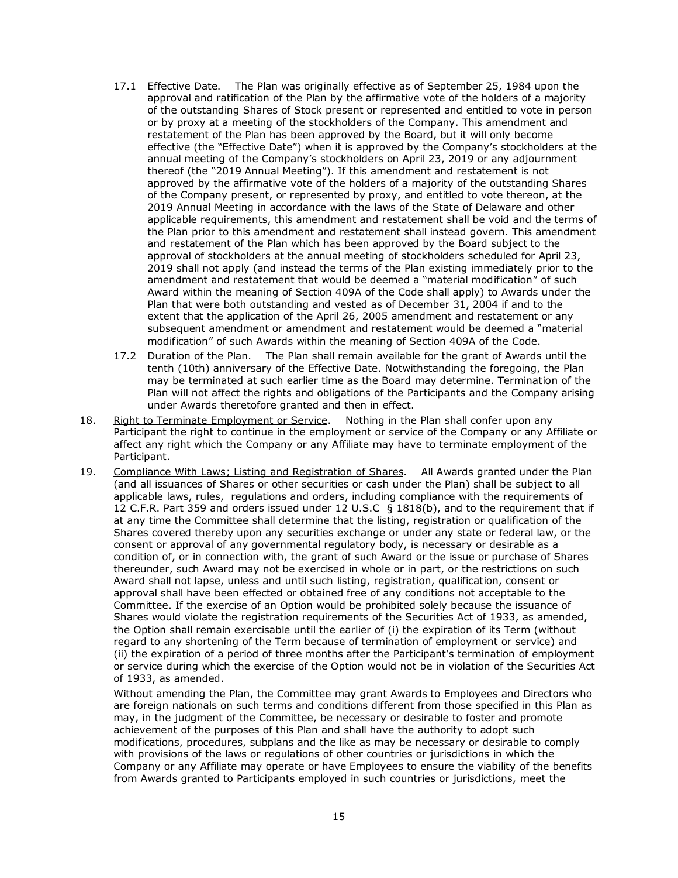17.1 <u>Effective Date</u>. The Plan was originally effective as of September 25, 1984 upon the approval and ratification of the Plan by the affirmative vote of the holders of a majority of the outstanding Shares of Stock present or represented and entitled to vote in person or by proxy at a meeting of the stockholders of the Company. This amendment and restatement of the Plan has been approved by the Board, but it will only become effective (the "Effective Date") when it is approved by the Company's stockholders at the annual meeting of the Company's stockholders on April 23, 2019 or any adjournment thereof (the "2019 Annual Meeting"). If this amendment and restatement is not approved by the affirmative vote of the holders of a majority of the outstanding Shares of the Company present, or represented by proxy, and entitled to vote thereon, at the 2019 Annual Meeting in accordance with the laws of the State of Delaware and other applicable requirements, this amendment and restatement shall be void and the terms of the Plan prior to this amendment and restatement shall instead govern. This amendment and restatement of the Plan which has been approved by the Board subject to the approval of stockholders at the annual meeting of stockholders scheduled for April 23, 2019 shall not apply (and instead the terms of the Plan existing immediately prior to the amendment and restatement that would be deemed a "material modification" of such Award within the meaning of Section 409A of the Code shall apply) to Awards under the Plan that were both outstanding and vested as of December 31, 2004 if and to the extent that the application of the April 26, 2005 amendment and restatement or any subsequent amendment or amendment and restatement would be deemed a "material modification" of such Awards within the meaning of Section 409A of the Code.

17.2 <u>Duration of the Plan</u>. The Plan shall remain available for the grant of Awards until the tenth (10th) anniversary of the Effective Date. Notwithstanding the foregoing, the Plan may be terminated at such earlier time as the Board may determine. Termination of the Plan will not affect the rights and obligations of the Participants and the Company arising under Awards theretofore granted and then in effect.

18. <u>Right to Terminate Employment or Service</u>. Nothing in the Plan shall confer upon any Participant the right to continue in the employment or service of the Company or any Affiliate or affect any right which the Company or any Affiliate may have to terminate employment of the Participant.

19. <u>Compliance With Laws; Listing and Registration of Shares</u>. All Awards granted under the Plan (and all issuances of Shares or other securities or cash under the Plan) shall be subject to all applicable laws, rules, regulations and orders, including compliance with the requirements of 12 C.F.R. Part 359 and orders issued under 12 U.S.C § 1818(b), and to the requirement that if at any time the Committee shall determine that the listing, registration or qualification of the Shares covered thereby upon any securities exchange or under any state or federal law, or the consent or approval of any governmental regulatory body, is necessary or desirable as a condition of, or in connection with, the grant of such Award or the issue or purchase of Shares thereunder, such Award may not be exercised in whole or in part, or the restrictions on such Award shall not lapse, unless and until such listing, registration, qualification, consent or approval shall have been effected or obtained free of any conditions not acceptable to the Committee. If the exercise of an Option would be prohibited solely because the issuance of Shares would violate the registration requirements of the Securities Act of 1933, as amended, the Option shall remain exercisable until the earlier of (i) the expiration of its Term (without regard to any shortening of the Term because of termination of employment or service) and (ii) the expiration of a period of three months after the Participant's termination of employment or service during which the exercise of the Option would not be in violation of the Securities Act of 1933, as amended.

Without amending the Plan, the Committee may grant Awards to Employees and Directors who are foreign nationals on such terms and conditions different from those specified in this Plan as may, in the judgment of the Committee, be necessary or desirable to foster and promote achievement of the purposes of this Plan and shall have the authority to adopt such modifications, procedures, subplans and the like as may be necessary or desirable to comply with provisions of the laws or regulations of other countries or jurisdictions in which the Company or any Affiliate may operate or have Employees to ensure the viability of the benefits from Awards granted to Participants employed in such countries or jurisdictions, meet the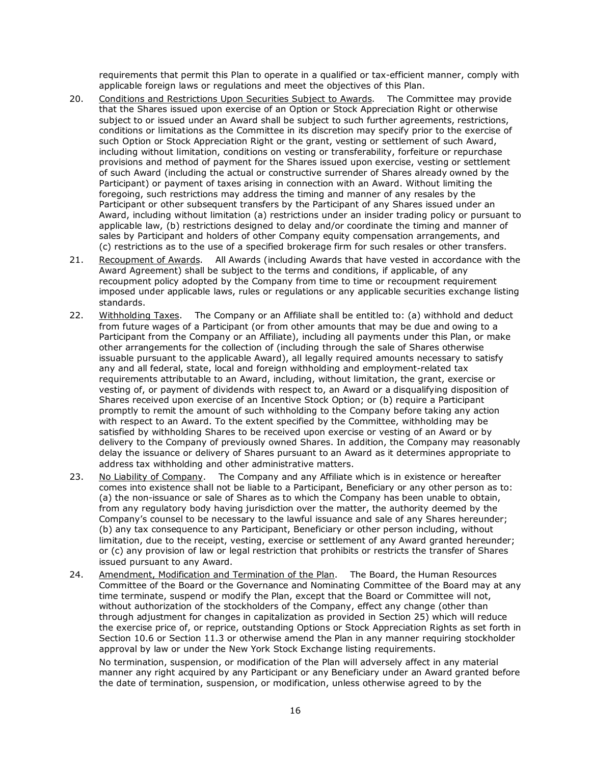requirements that permit this Plan to operate in a qualified or tax-efficient manner, comply with applicable foreign laws or regulations and meet the objectives of this Plan.

20. Conditions and Restrictions Upon Securities Subject to Awards. The Committee may provide that the Shares issued upon exercise of an Option or Stock Appreciation Right or otherwise subject to or issued under an Award shall be subject to such further agreements, restrictions, conditions or limitations as the Committee in its discretion may specify prior to the exercise of such Option or Stock Appreciation Right or the grant, vesting or settlement of such Award, including without limitation, conditions on vesting or transferability, forfeiture or repurchase provisions and method of payment for the Shares issued upon exercise, vesting or settlement of such Award (including the actual or constructive surrender of Shares already owned by the Participant) or payment of taxes arising in connection with an Award. Without limiting the foregoing, such restrictions may address the timing and manner of any resales by the Participant or other subsequent transfers by the Participant of any Shares issued under an Award, including without limitation (a) restrictions under an insider trading policy or pursuant to applicable law, (b) restrictions designed to delay and/or coordinate the timing and manner of sales by Participant and holders of other Company equity compensation arrangements, and (c) restrictions as to the use of a specified brokerage firm for such resales or other transfers.

21. Recoupment of Awards. All Awards (including Awards that have vested in accordance with the Award Agreement) shall be subject to the terms and conditions, if applicable, of any recoupment policy adopted by the Company from time to time or recoupment requirement imposed under applicable laws, rules or regulations or any applicable securities exchange listing standards.

22. Withholding Taxes. The Company or an Affiliate shall be entitled to: (a) withhold and deduct from future wages of a Participant (or from other amounts that may be due and owing to a Participant from the Company or an Affiliate), including all payments under this Plan, or make other arrangements for the collection of (including through the sale of Shares otherwise issuable pursuant to the applicable Award), all legally required amounts necessary to satisfy any and all federal, state, local and foreign withholding and employment-related tax requirements attributable to an Award, including, without limitation, the grant, exercise or vesting of, or payment of dividends with respect to, an Award or a disqualifying disposition of Shares received upon exercise of an Incentive Stock Option; or (b) require a Participant promptly to remit the amount of such withholding to the Company before taking any action with respect to an Award. To the extent specified by the Committee, withholding may be satisfied by withholding Shares to be received upon exercise or vesting of an Award or by delivery to the Company of previously owned Shares. In addition, the Company may reasonably delay the issuance or delivery of Shares pursuant to an Award as it determines appropriate to address tax withholding and other administrative matters.

23. No Liability of Company. The Company and any Affiliate which is in existence or hereafter comes into existence shall not be liable to a Participant, Beneficiary or any other person as to: (a) the non-issuance or sale of Shares as to which the Company has been unable to obtain, from any regulatory body having jurisdiction over the matter, the authority deemed by the Company's counsel to be necessary to the lawful issuance and sale of any Shares hereunder; (b) any tax consequence to any Participant, Beneficiary or other person including, without limitation, due to the receipt, vesting, exercise or settlement of any Award granted hereunder; or (c) any provision of law or legal restriction that prohibits or restricts the transfer of Shares issued pursuant to any Award.

24. Amendment, Modification and Termination of the Plan. The Board, the Human Resources Committee of the Board or the Governance and Nominating Committee of the Board may at any time terminate, suspend or modify the Plan, except that the Board or Committee will not, without authorization of the stockholders of the Company, effect any change (other than through adjustment for changes in capitalization as provided in Section 25) which will reduce the exercise price of, or reprice, outstanding Options or Stock Appreciation Rights as set forth in Section 10.6 or Section 11.3 or otherwise amend the Plan in any manner requiring stockholder approval by law or under the New York Stock Exchange listing requirements.

    No termination, suspension, or modification of the Plan will adversely affect in any material manner any right acquired by any Participant or any Beneficiary under an Award granted before the date of termination, suspension, or modification, unless otherwise agreed to by the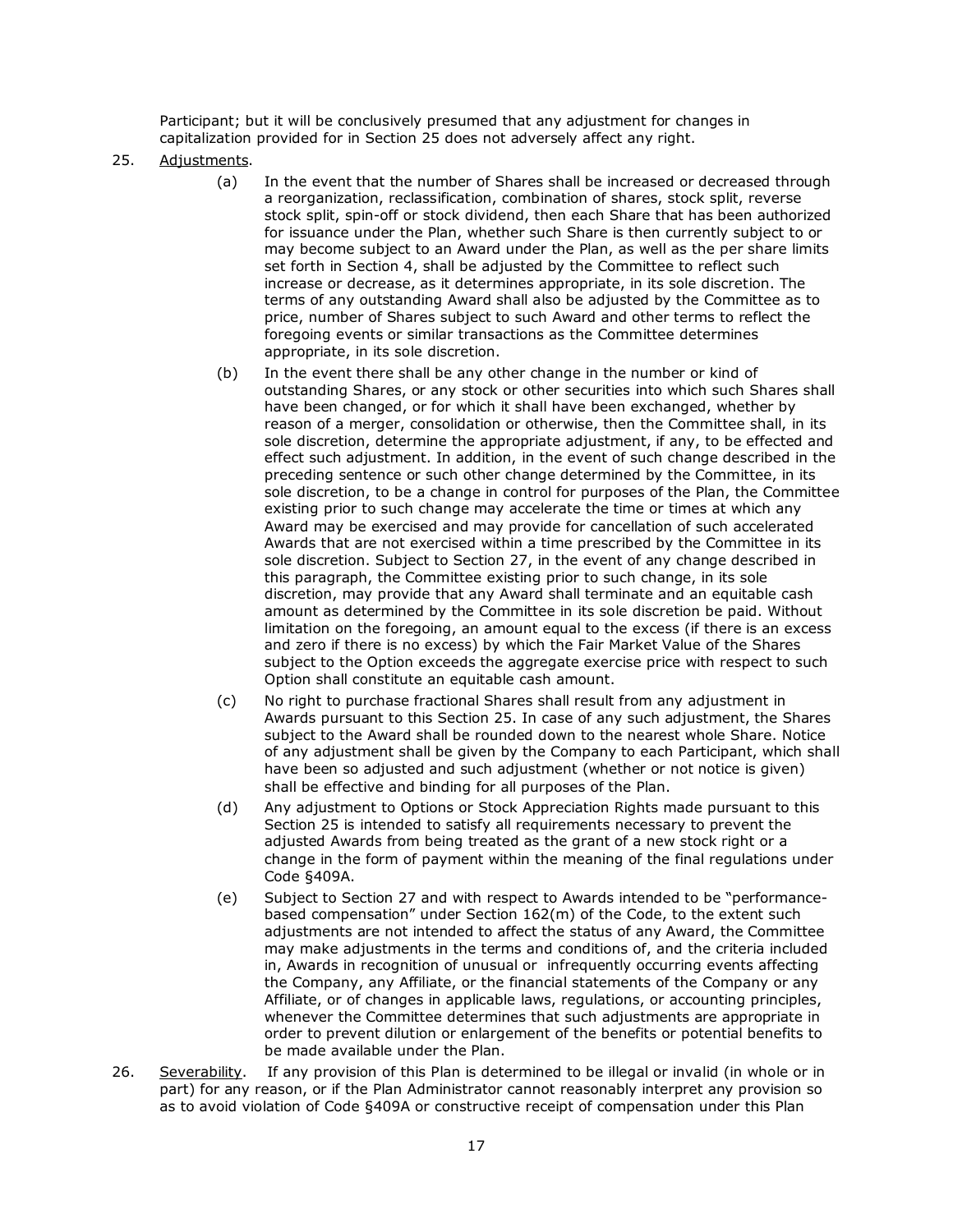Participant; but it will be conclusively presumed that any adjustment for changes in capitalization provided for in Section 25 does not adversely affect any right.

25. Adjustments.

    (a) In the event that the number of Shares shall be increased or decreased through a reorganization, reclassification, combination of shares, stock split, reverse stock split, spin-off or stock dividend, then each Share that has been authorized for issuance under the Plan, whether such Share is then currently subject to or may become subject to an Award under the Plan, as well as the per share limits set forth in Section 4, shall be adjusted by the Committee to reflect such increase or decrease, as it determines appropriate, in its sole discretion. The terms of any outstanding Award shall also be adjusted by the Committee as to price, number of Shares subject to such Award and other terms to reflect the foregoing events or similar transactions as the Committee determines appropriate, in its sole discretion.

    (b) In the event there shall be any other change in the number or kind of outstanding Shares, or any stock or other securities into which such Shares shall have been changed, or for which it shall have been exchanged, whether by reason of a merger, consolidation or otherwise, then the Committee shall, in its sole discretion, determine the appropriate adjustment, if any, to be effected and effect such adjustment. In addition, in the event of such change described in the preceding sentence or such other change determined by the Committee, in its sole discretion, to be a change in control for purposes of the Plan, the Committee existing prior to such change may accelerate the time or times at which any Award may be exercised and may provide for cancellation of such accelerated Awards that are not exercised within a time prescribed by the Committee in its sole discretion. Subject to Section 27, in the event of any change described in this paragraph, the Committee existing prior to such change, in its sole discretion, may provide that any Award shall terminate and an equitable cash amount as determined by the Committee in its sole discretion be paid. Without limitation on the foregoing, an amount equal to the excess (if there is an excess and zero if there is no excess) by which the Fair Market Value of the Shares subject to the Option exceeds the aggregate exercise price with respect to such Option shall constitute an equitable cash amount.

    (c) No right to purchase fractional Shares shall result from any adjustment in Awards pursuant to this Section 25. In case of any such adjustment, the Shares subject to the Award shall be rounded down to the nearest whole Share. Notice of any adjustment shall be given by the Company to each Participant, which shall have been so adjusted and such adjustment (whether or not notice is given) shall be effective and binding for all purposes of the Plan.

    (d) Any adjustment to Options or Stock Appreciation Rights made pursuant to this Section 25 is intended to satisfy all requirements necessary to prevent the adjusted Awards from being treated as the grant of a new stock right or a change in the form of payment within the meaning of the final regulations under Code §409A.

    (e) Subject to Section 27 and with respect to Awards intended to be "performance-based compensation" under Section 162(m) of the Code, to the extent such adjustments are not intended to affect the status of any Award, the Committee may make adjustments in the terms and conditions of, and the criteria included in, Awards in recognition of unusual or infrequently occurring events affecting the Company, any Affiliate, or the financial statements of the Company or any Affiliate, or of changes in applicable laws, regulations, or accounting principles, whenever the Committee determines that such adjustments are appropriate in order to prevent dilution or enlargement of the benefits or potential benefits to be made available under the Plan.

26. Severability. If any provision of this Plan is determined to be illegal or invalid (in whole or in part) for any reason, or if the Plan Administrator cannot reasonably interpret any provision so as to avoid violation of Code §409A or constructive receipt of compensation under this Plan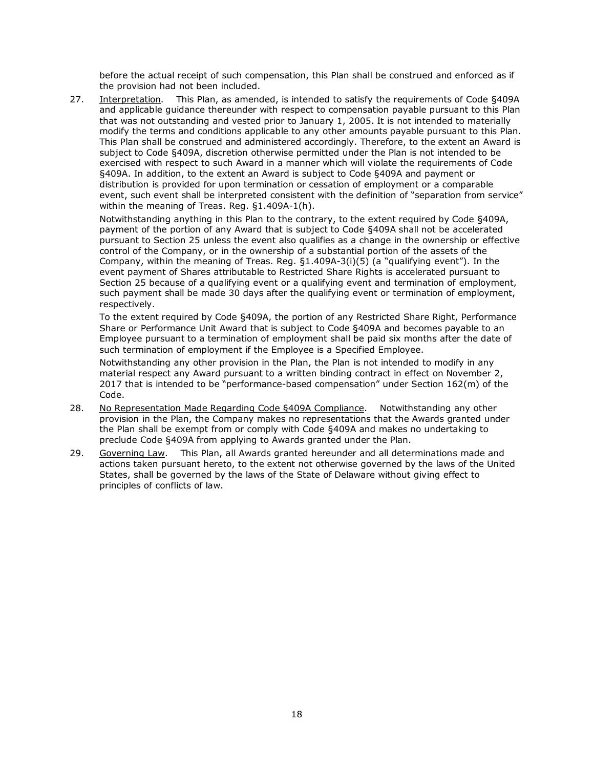before the actual receipt of such compensation, this Plan shall be construed and enforced as if the provision had not been included.

27. <u>Interpretation</u>. This Plan, as amended, is intended to satisfy the requirements of Code §409A and applicable guidance thereunder with respect to compensation payable pursuant to this Plan that was not outstanding and vested prior to January 1, 2005. It is not intended to materially modify the terms and conditions applicable to any other amounts payable pursuant to this Plan. This Plan shall be construed and administered accordingly. Therefore, to the extent an Award is subject to Code §409A, discretion otherwise permitted under the Plan is not intended to be exercised with respect to such Award in a manner which will violate the requirements of Code §409A. In addition, to the extent an Award is subject to Code §409A and payment or distribution is provided for upon termination or cessation of employment or a comparable event, such event shall be interpreted consistent with the definition of "separation from service" within the meaning of Treas. Reg. §1.409A-1(h).

    Notwithstanding anything in this Plan to the contrary, to the extent required by Code §409A, payment of the portion of any Award that is subject to Code §409A shall not be accelerated pursuant to Section 25 unless the event also qualifies as a change in the ownership or effective control of the Company, or in the ownership of a substantial portion of the assets of the Company, within the meaning of Treas. Reg. §1.409A-3(i)(5) (a "qualifying event"). In the event payment of Shares attributable to Restricted Share Rights is accelerated pursuant to Section 25 because of a qualifying event or a qualifying event and termination of employment, such payment shall be made 30 days after the qualifying event or termination of employment, respectively.

    To the extent required by Code §409A, the portion of any Restricted Share Right, Performance Share or Performance Unit Award that is subject to Code §409A and becomes payable to an Employee pursuant to a termination of employment shall be paid six months after the date of such termination of employment if the Employee is a Specified Employee.

    Notwithstanding any other provision in the Plan, the Plan is not intended to modify in any material respect any Award pursuant to a written binding contract in effect on November 2, 2017 that is intended to be "performance-based compensation" under Section 162(m) of the Code.

28. <u>No Representation Made Regarding Code §409A Compliance</u>. Notwithstanding any other provision in the Plan, the Company makes no representations that the Awards granted under the Plan shall be exempt from or comply with Code §409A and makes no undertaking to preclude Code §409A from applying to Awards granted under the Plan.

29. <u>Governing Law</u>. This Plan, all Awards granted hereunder and all determinations made and actions taken pursuant hereto, to the extent not otherwise governed by the laws of the United States, shall be governed by the laws of the State of Delaware without giving effect to principles of conflicts of law.